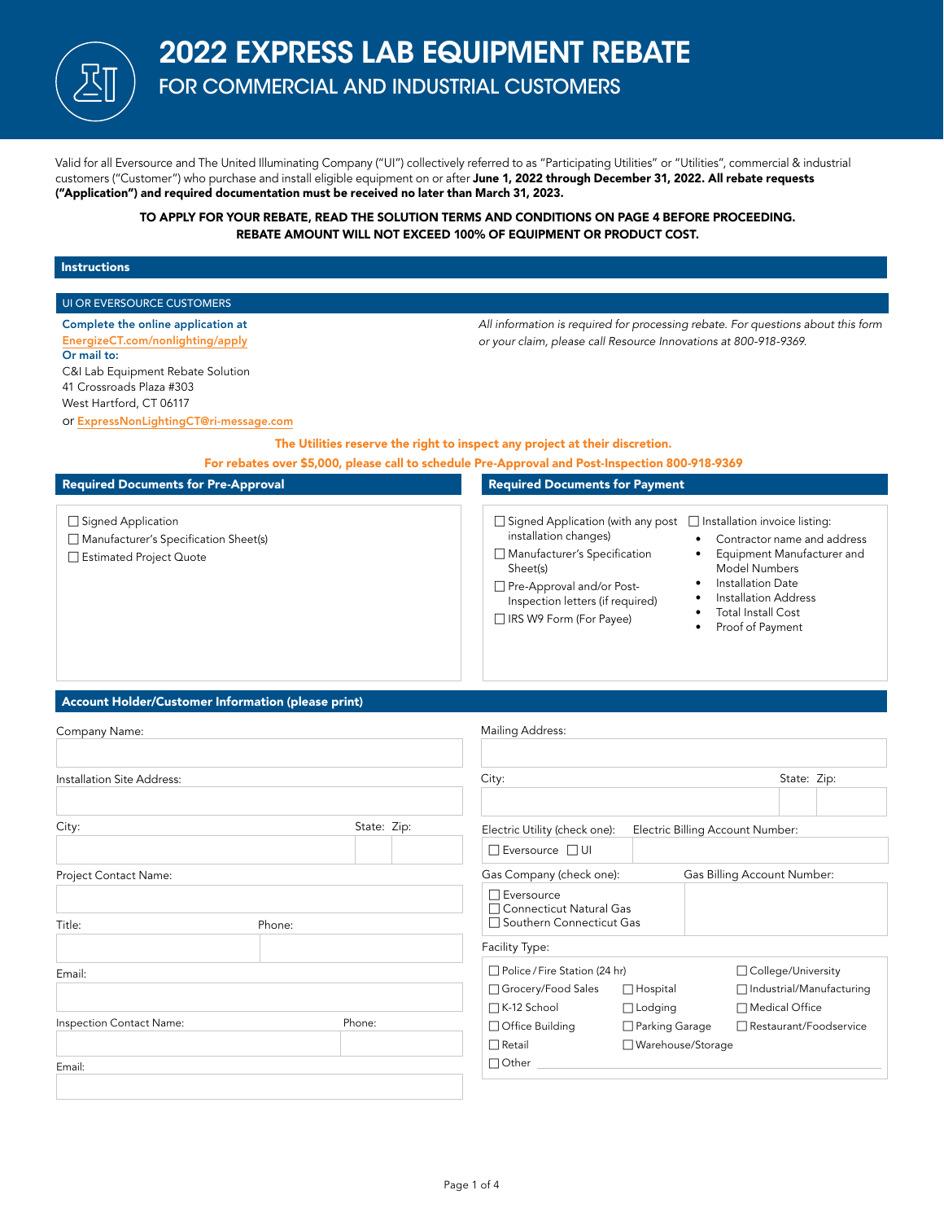# 2022 EXPRESS LAB EQUIPMENT REBATE

## FOR COMMERCIAL AND INDUSTRIAL CUSTOMERS

Valid for all Eversource and The United Illuminating Company ("UI") collectively referred to as "Participating Utilities" or "Utilities", commercial & industrial customers ("Customer") who purchase and install eligible equipment on or after **June 1, 2022 through December 31, 2022. All rebate requests ("Application") and required documentation must be received no later than March 31, 2023.**

**TO APPLY FOR YOUR REBATE, READ THE SOLUTION TERMS AND CONDITIONS ON PAGE 4 BEFORE PROCEEDING. REBATE AMOUNT WILL NOT EXCEED 100% OF EQUIPMENT OR PRODUCT COST.**

## Instructions

### UI OR EVERSOURCE CUSTOMERS

**Complete the online application at EnergizeCT.com/nonlighting/apply**
**Or mail to:**
C&I Lab Equipment Rebate Solution
41 Crossroads Plaza #303
West Hartford, CT 06117
or ExpressNonLightingCT@ri-message.com

*All information is required for processing rebate. For questions about this form or your claim, please call Resource Innovations at 800-918-9369.*

**The Utilities reserve the right to inspect any project at their discretion.**

**For rebates over $5,000, please call to schedule Pre-Approval and Post-Inspection 800-918-9369**

### Required Documents for Pre-Approval

- ☐ Signed Application
- ☐ Manufacturer's Specification Sheet(s)
- ☐ Estimated Project Quote

### Required Documents for Payment

- ☐ Signed Application (with any post installation changes)
- ☐ Manufacturer's Specification Sheet(s)
- ☐ Pre-Approval and/or Post-Inspection letters (if required)
- ☐ IRS W9 Form (For Payee)
- ☐ Installation invoice listing:
  - Contractor name and address
  - Equipment Manufacturer and Model Numbers
  - Installation Date
  - Installation Address
  - Total Install Cost
  - Proof of Payment

## Account Holder/Customer Information (please print)

Company Name:

Installation Site Address:

City: State: Zip:

Project Contact Name:

Title: Phone:

Email:

Inspection Contact Name: Phone:

Email:

Mailing Address:

City: State: Zip:

Electric Utility (check one): ☐ Eversource ☐ UI

Electric Billing Account Number:

Gas Company (check one): ☐ Eversource ☐ Connecticut Natural Gas ☐ Southern Connecticut Gas

Gas Billing Account Number:

Facility Type:

- ☐ Police / Fire Station (24 hr)
- ☐ College/University
- ☐ Grocery/Food Sales
- ☐ Hospital
- ☐ Industrial/Manufacturing
- ☐ K-12 School
- ☐ Lodging
- ☐ Medical Office
- ☐ Office Building
- ☐ Parking Garage
- ☐ Restaurant/Foodservice
- ☐ Retail
- ☐ Warehouse/Storage
- ☐ Other ____________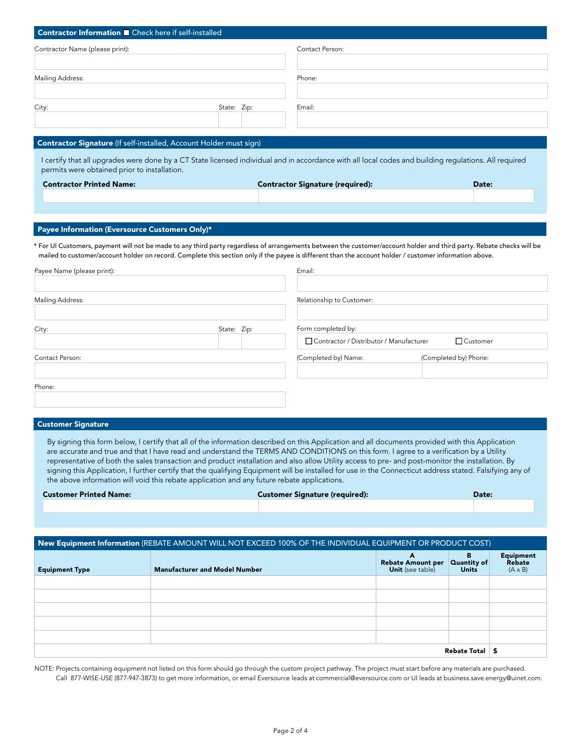## Contractor Information ☐ Check here if self-installed

| Contractor Name (please print): | Contact Person: |
|---|---|
| | |
| **Mailing Address:** | **Phone:** |
| | |
| **City:** State: Zip: | **Email:** |
| | |

## Contractor Signature (If self-installed, Account Holder must sign)

I certify that all upgrades were done by a CT State licensed individual and in accordance with all local codes and building regulations. All required permits were obtained prior to installation.

| Contractor Printed Name: | Contractor Signature (required): | Date: |
|---|---|---|
| | | |

## Payee Information (Eversource Customers Only)*

* For UI Customers, payment will not be made to any third party regardless of arrangements between the customer/account holder and third party. Rebate checks will be mailed to customer/account holder on record. Complete this section only if the payee is different than the account holder / customer information above.

| Payee Name (please print): | Email: |
|---|---|
| | |
| **Mailing Address:** | **Relationship to Customer:** |
| | |
| **City:** State: Zip: | **Form completed by:** ☐ Contractor / Distributor / Manufacturer ☐ Customer |
| **Contact Person:** | **(Completed by) Name:** (Completed by) Phone: |
| | |
| **Phone:** | |
| | |

## Customer Signature

By signing this form below, I certify that all of the information described on this Application and all documents provided with this Application are accurate and true and that I have read and understand the TERMS AND CONDITIONS on this form. I agree to a verification by a Utility representative of both the sales transaction and product installation and also allow Utility access to pre- and post-monitor the installation. By signing this Application, I further certify that the qualifying Equipment will be installed for use in the Connecticut address stated. Falsifying any of the above information will void this rebate application and any future rebate applications.

| Customer Printed Name: | Customer Signature (required): | Date: |
|---|---|---|
| | | |

## New Equipment Information (REBATE AMOUNT WILL NOT EXCEED 100% OF THE INDIVIDUAL EQUIPMENT OR PRODUCT COST)

| Equipment Type | Manufacturer and Model Number | A Rebate Amount per Unit (see table) | B Quantity of Units | Equipment Rebate (A x B) |
|---|---|---|---|---|
| | | | | |
| | | | | |
| | | | | |
| | | | | |
| | | | | |
| | | | **Rebate Total** | $ |

NOTE: Projects containing equipment not listed on this form should go through the custom project pathway. The project must start before any materials are purchased. Call 877-WISE-USE (877-947-3873) to get more information, or email Eversource leads at commercial@eversource.com or UI leads at business.save.energy@uinet.com.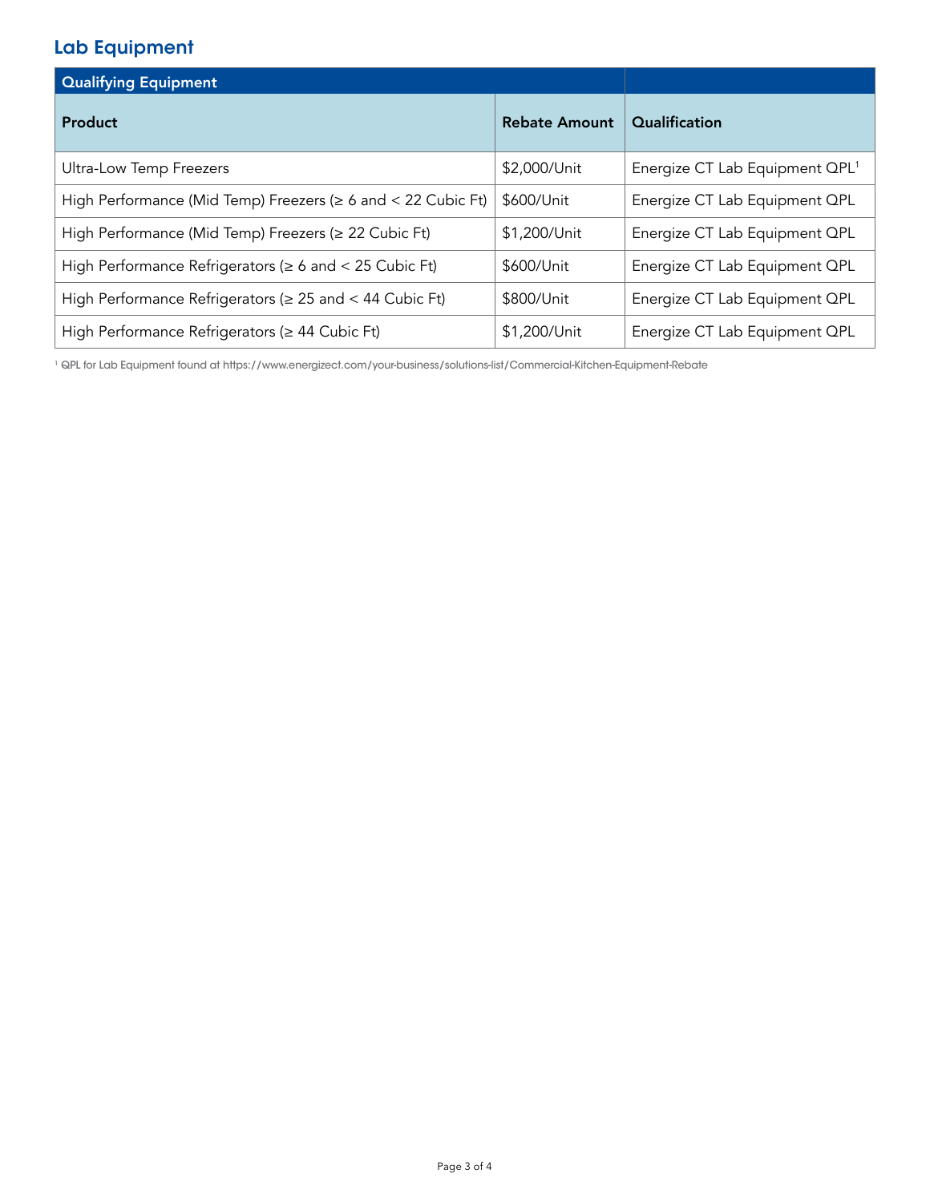## Lab Equipment

| Qualifying Equipment | | |
|---|---|---|
| **Product** | **Rebate Amount** | **Qualification** |
| Ultra-Low Temp Freezers | $2,000/Unit | Energize CT Lab Equipment QPL[1] |
| High Performance (Mid Temp) Freezers (≥ 6 and < 22 Cubic Ft) | $600/Unit | Energize CT Lab Equipment QPL |
| High Performance (Mid Temp) Freezers (≥ 22 Cubic Ft) | $1,200/Unit | Energize CT Lab Equipment QPL |
| High Performance Refrigerators (≥ 6 and < 25 Cubic Ft) | $600/Unit | Energize CT Lab Equipment QPL |
| High Performance Refrigerators (≥ 25 and < 44 Cubic Ft) | $800/Unit | Energize CT Lab Equipment QPL |
| High Performance Refrigerators (≥ 44 Cubic Ft) | $1,200/Unit | Energize CT Lab Equipment QPL |

[1] QPL for Lab Equipment found at https://www.energizect.com/your-business/solutions-list/Commercial-Kitchen-Equipment-Rebate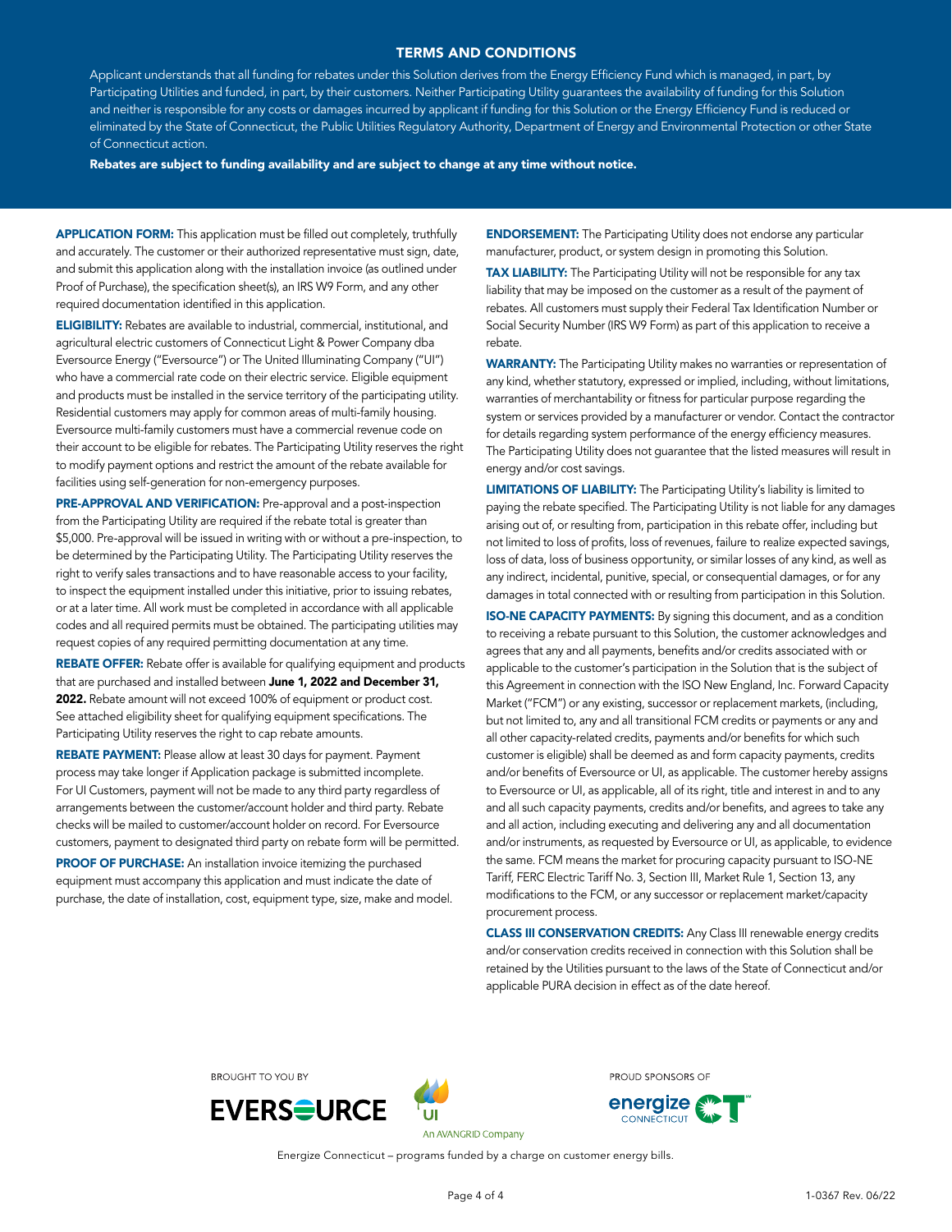## TERMS AND CONDITIONS

Applicant understands that all funding for rebates under this Solution derives from the Energy Efficiency Fund which is managed, in part, by Participating Utilities and funded, in part, by their customers. Neither Participating Utility guarantees the availability of funding for this Solution and neither is responsible for any costs or damages incurred by applicant if funding for this Solution or the Energy Efficiency Fund is reduced or eliminated by the State of Connecticut, the Public Utilities Regulatory Authority, Department of Energy and Environmental Protection or other State of Connecticut action.

**Rebates are subject to funding availability and are subject to change at any time without notice.**

**APPLICATION FORM:** This application must be filled out completely, truthfully and accurately. The customer or their authorized representative must sign, date, and submit this application along with the installation invoice (as outlined under Proof of Purchase), the specification sheet(s), an IRS W9 Form, and any other required documentation identified in this application.

**ELIGIBILITY:** Rebates are available to industrial, commercial, institutional, and agricultural electric customers of Connecticut Light & Power Company dba Eversource Energy ("Eversource") or The United Illuminating Company ("UI") who have a commercial rate code on their electric service. Eligible equipment and products must be installed in the service territory of the participating utility. Residential customers may apply for common areas of multi-family housing. Eversource multi-family customers must have a commercial revenue code on their account to be eligible for rebates. The Participating Utility reserves the right to modify payment options and restrict the amount of the rebate available for facilities using self-generation for non-emergency purposes.

**PRE-APPROVAL AND VERIFICATION:** Pre-approval and a post-inspection from the Participating Utility are required if the rebate total is greater than $5,000. Pre-approval will be issued in writing with or without a pre-inspection, to be determined by the Participating Utility. The Participating Utility reserves the right to verify sales transactions and to have reasonable access to your facility, to inspect the equipment installed under this initiative, prior to issuing rebates, or at a later time. All work must be completed in accordance with all applicable codes and all required permits must be obtained. The participating utilities may request copies of any required permitting documentation at any time.

**REBATE OFFER:** Rebate offer is available for qualifying equipment and products that are purchased and installed between **June 1, 2022 and December 31, 2022.** Rebate amount will not exceed 100% of equipment or product cost. See attached eligibility sheet for qualifying equipment specifications. The Participating Utility reserves the right to cap rebate amounts.

**REBATE PAYMENT:** Please allow at least 30 days for payment. Payment process may take longer if Application package is submitted incomplete. For UI Customers, payment will not be made to any third party regardless of arrangements between the customer/account holder and third party. Rebate checks will be mailed to customer/account holder on record. For Eversource customers, payment to designated third party on rebate form will be permitted.

**PROOF OF PURCHASE:** An installation invoice itemizing the purchased equipment must accompany this application and must indicate the date of purchase, the date of installation, cost, equipment type, size, make and model.

**ENDORSEMENT:** The Participating Utility does not endorse any particular manufacturer, product, or system design in promoting this Solution.

**TAX LIABILITY:** The Participating Utility will not be responsible for any tax liability that may be imposed on the customer as a result of the payment of rebates. All customers must supply their Federal Tax Identification Number or Social Security Number (IRS W9 Form) as part of this application to receive a rebate.

**WARRANTY:** The Participating Utility makes no warranties or representation of any kind, whether statutory, expressed or implied, including, without limitations, warranties of merchantability or fitness for particular purpose regarding the system or services provided by a manufacturer or vendor. Contact the contractor for details regarding system performance of the energy efficiency measures. The Participating Utility does not guarantee that the listed measures will result in energy and/or cost savings.

**LIMITATIONS OF LIABILITY:** The Participating Utility's liability is limited to paying the rebate specified. The Participating Utility is not liable for any damages arising out of, or resulting from, participation in this rebate offer, including but not limited to loss of profits, loss of revenues, failure to realize expected savings, loss of data, loss of business opportunity, or similar losses of any kind, as well as any indirect, incidental, punitive, special, or consequential damages, or for any damages in total connected with or resulting from participation in this Solution.

**ISO-NE CAPACITY PAYMENTS:** By signing this document, and as a condition to receiving a rebate pursuant to this Solution, the customer acknowledges and agrees that any and all payments, benefits and/or credits associated with or applicable to the customer's participation in the Solution that is the subject of this Agreement in connection with the ISO New England, Inc. Forward Capacity Market ("FCM") or any existing, successor or replacement markets, (including, but not limited to, any and all transitional FCM credits or payments or any and all other capacity-related credits, payments and/or benefits for which such customer is eligible) shall be deemed as and form capacity payments, credits and/or benefits of Eversource or UI, as applicable. The customer hereby assigns to Eversource or UI, as applicable, all of its right, title and interest in and to any and all such capacity payments, credits and/or benefits, and agrees to take any and all action, including executing and delivering any and all documentation and/or instruments, as requested by Eversource or UI, as applicable, to evidence the same. FCM means the market for procuring capacity pursuant to ISO-NE Tariff, FERC Electric Tariff No. 3, Section III, Market Rule 1, Section 13, any modifications to the FCM, or any successor or replacement market/capacity procurement process.

**CLASS III CONSERVATION CREDITS:** Any Class III renewable energy credits and/or conservation credits received in connection with this Solution shall be retained by the Utilities pursuant to the laws of the State of Connecticut and/or applicable PURA decision in effect as of the date hereof.

BROUGHT TO YOU BY

EVERSOURCE

UI
An AVANGRID Company

PROUD SPONSORS OF

energize CONNECTICUT

Energize Connecticut – programs funded by a charge on customer energy bills.

1-0367 Rev. 06/22